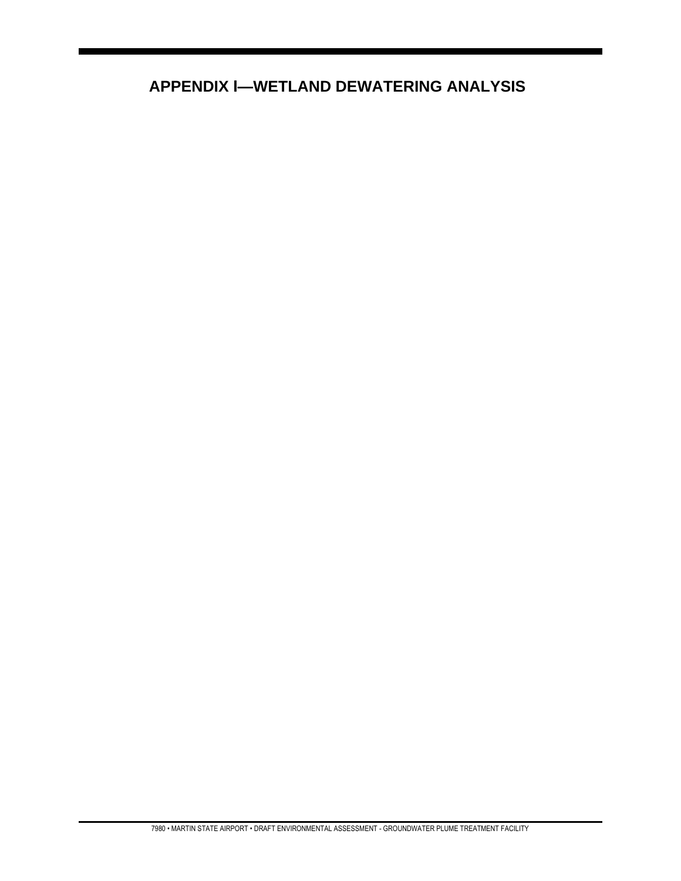# APPENDIX I—WETLAND DEWATERING ANALYSIS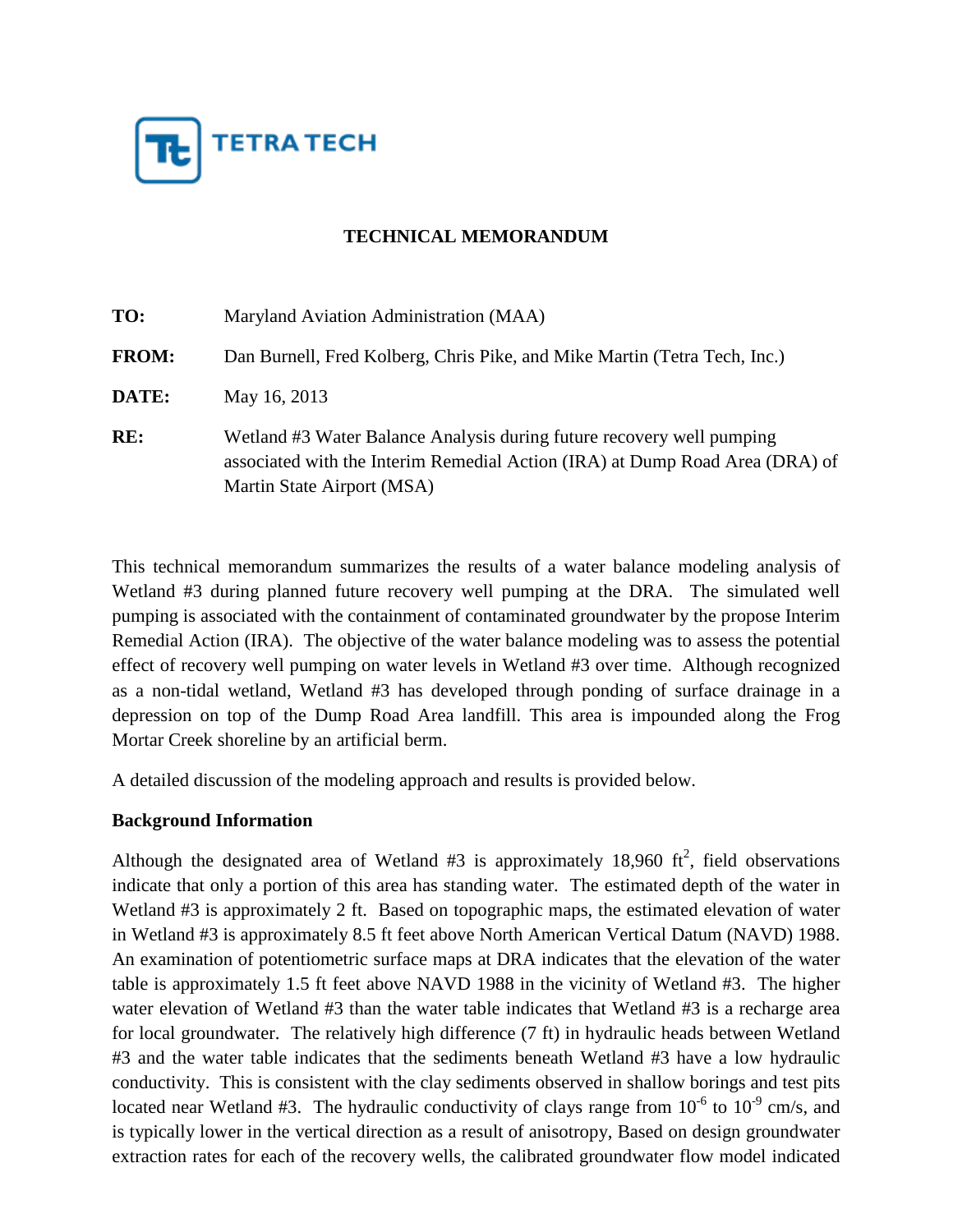**TETRA TECH**

**TECHNICAL MEMORANDUM**

**TO:** Maryland Aviation Administration (MAA)

**FROM:** Dan Burnell, Fred Kolberg, Chris Pike, and Mike Martin (Tetra Tech, Inc.)

**DATE:** May 16, 2013

**RE:** Wetland #3 Water Balance Analysis during future recovery well pumping associated with the Interim Remedial Action (IRA) at Dump Road Area (DRA) of Martin State Airport (MSA)

This technical memorandum summarizes the results of a water balance modeling analysis of Wetland #3 during planned future recovery well pumping at the DRA. The simulated well pumping is associated with the containment of contaminated groundwater by the propose Interim Remedial Action (IRA). The objective of the water balance modeling was to assess the potential effect of recovery well pumping on water levels in Wetland #3 over time. Although recognized as a non-tidal wetland, Wetland #3 has developed through ponding of surface drainage in a depression on top of the Dump Road Area landfill. This area is impounded along the Frog Mortar Creek shoreline by an artificial berm.

A detailed discussion of the modeling approach and results is provided below.

**Background Information**

Although the designated area of Wetland #3 is approximately 18,960 ft$^2$, field observations indicate that only a portion of this area has standing water. The estimated depth of the water in Wetland #3 is approximately 2 ft. Based on topographic maps, the estimated elevation of water in Wetland #3 is approximately 8.5 ft feet above North American Vertical Datum (NAVD) 1988. An examination of potentiometric surface maps at DRA indicates that the elevation of the water table is approximately 1.5 ft feet above NAVD 1988 in the vicinity of Wetland #3. The higher water elevation of Wetland #3 than the water table indicates that Wetland #3 is a recharge area for local groundwater. The relatively high difference (7 ft) in hydraulic heads between Wetland #3 and the water table indicates that the sediments beneath Wetland #3 have a low hydraulic conductivity. This is consistent with the clay sediments observed in shallow borings and test pits located near Wetland #3. The hydraulic conductivity of clays range from $10^{-6}$ to $10^{-9}$ cm/s, and is typically lower in the vertical direction as a result of anisotropy, Based on design groundwater extraction rates for each of the recovery wells, the calibrated groundwater flow model indicated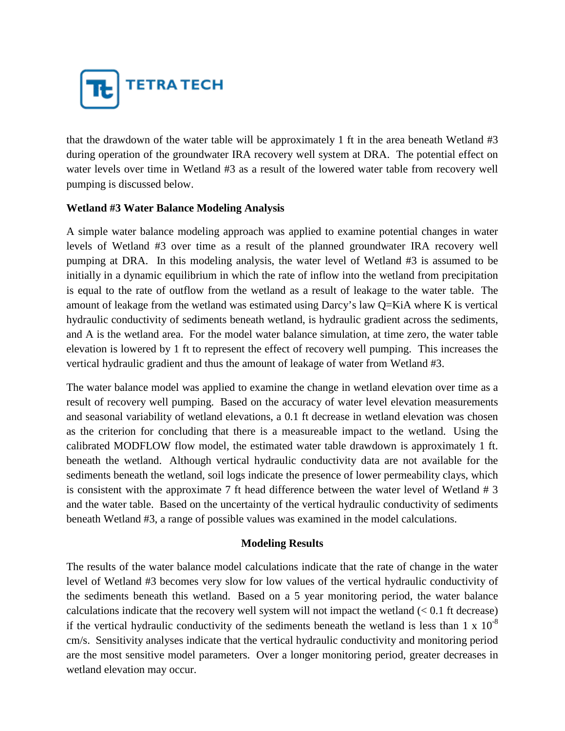that the drawdown of the water table will be approximately 1 ft in the area beneath Wetland #3 during operation of the groundwater IRA recovery well system at DRA. The potential effect on water levels over time in Wetland #3 as a result of the lowered water table from recovery well pumping is discussed below.

**Wetland #3 Water Balance Modeling Analysis**

A simple water balance modeling approach was applied to examine potential changes in water levels of Wetland #3 over time as a result of the planned groundwater IRA recovery well pumping at DRA. In this modeling analysis, the water level of Wetland #3 is assumed to be initially in a dynamic equilibrium in which the rate of inflow into the wetland from precipitation is equal to the rate of outflow from the wetland as a result of leakage to the water table. The amount of leakage from the wetland was estimated using Darcy's law $Q=KiA$ where K is vertical hydraulic conductivity of sediments beneath wetland, is hydraulic gradient across the sediments, and A is the wetland area. For the model water balance simulation, at time zero, the water table elevation is lowered by 1 ft to represent the effect of recovery well pumping. This increases the vertical hydraulic gradient and thus the amount of leakage of water from Wetland #3.

The water balance model was applied to examine the change in wetland elevation over time as a result of recovery well pumping. Based on the accuracy of water level elevation measurements and seasonal variability of wetland elevations, a 0.1 ft decrease in wetland elevation was chosen as the criterion for concluding that there is a measureable impact to the wetland. Using the calibrated MODFLOW flow model, the estimated water table drawdown is approximately 1 ft. beneath the wetland. Although vertical hydraulic conductivity data are not available for the sediments beneath the wetland, soil logs indicate the presence of lower permeability clays, which is consistent with the approximate 7 ft head difference between the water level of Wetland # 3 and the water table. Based on the uncertainty of the vertical hydraulic conductivity of sediments beneath Wetland #3, a range of possible values was examined in the model calculations.

**Modeling Results**

The results of the water balance model calculations indicate that the rate of change in the water level of Wetland #3 becomes very slow for low values of the vertical hydraulic conductivity of the sediments beneath this wetland. Based on a 5 year monitoring period, the water balance calculations indicate that the recovery well system will not impact the wetland (< 0.1 ft decrease) if the vertical hydraulic conductivity of the sediments beneath the wetland is less than $1 \times 10^{-8}$ cm/s. Sensitivity analyses indicate that the vertical hydraulic conductivity and monitoring period are the most sensitive model parameters. Over a longer monitoring period, greater decreases in wetland elevation may occur.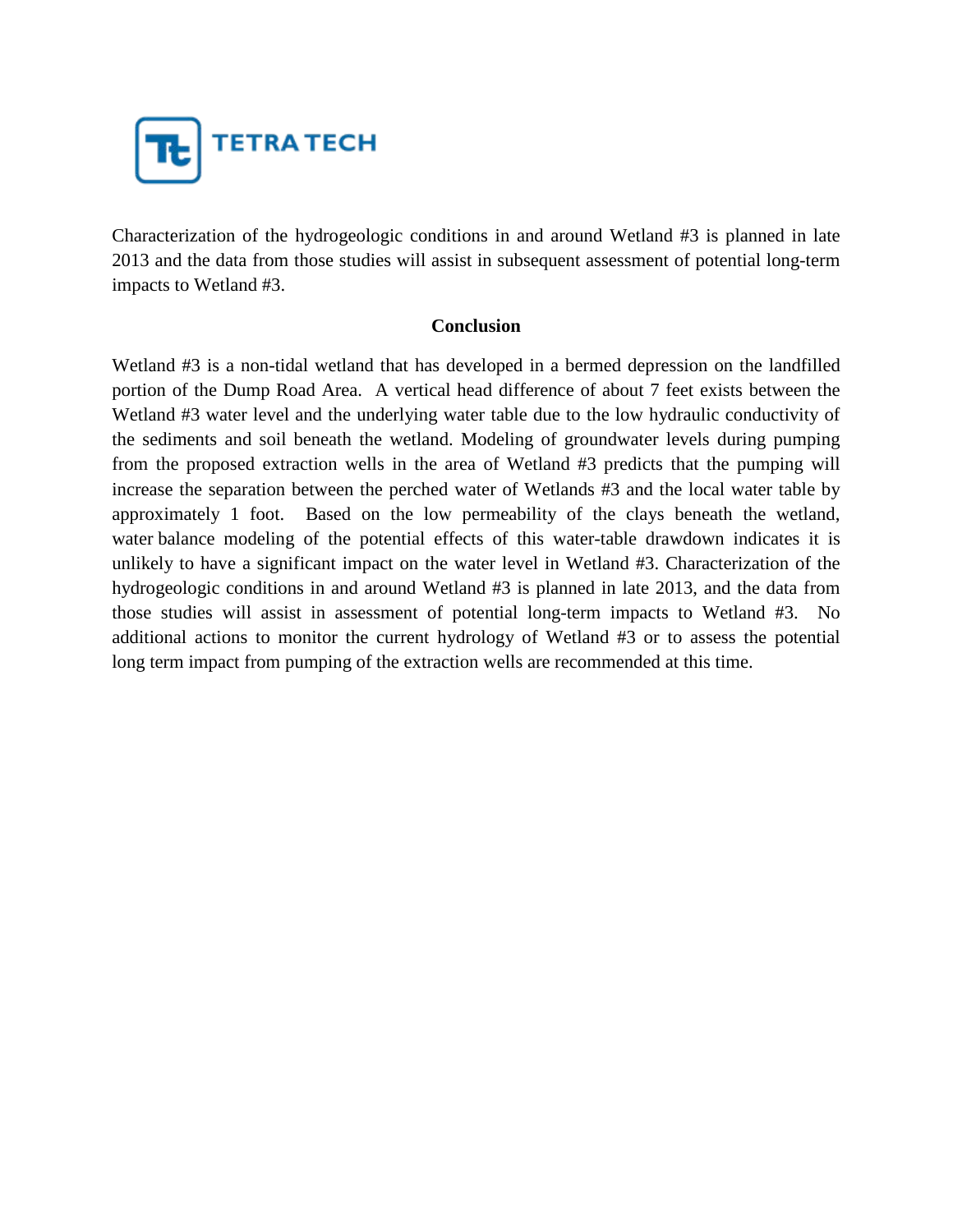Characterization of the hydrogeologic conditions in and around Wetland #3 is planned in late 2013 and the data from those studies will assist in subsequent assessment of potential long-term impacts to Wetland #3.

## Conclusion

Wetland #3 is a non-tidal wetland that has developed in a bermed depression on the landfilled portion of the Dump Road Area. A vertical head difference of about 7 feet exists between the Wetland #3 water level and the underlying water table due to the low hydraulic conductivity of the sediments and soil beneath the wetland. Modeling of groundwater levels during pumping from the proposed extraction wells in the area of Wetland #3 predicts that the pumping will increase the separation between the perched water of Wetlands #3 and the local water table by approximately 1 foot. Based on the low permeability of the clays beneath the wetland, water balance modeling of the potential effects of this water-table drawdown indicates it is unlikely to have a significant impact on the water level in Wetland #3. Characterization of the hydrogeologic conditions in and around Wetland #3 is planned in late 2013, and the data from those studies will assist in assessment of potential long-term impacts to Wetland #3. No additional actions to monitor the current hydrology of Wetland #3 or to assess the potential long term impact from pumping of the extraction wells are recommended at this time.